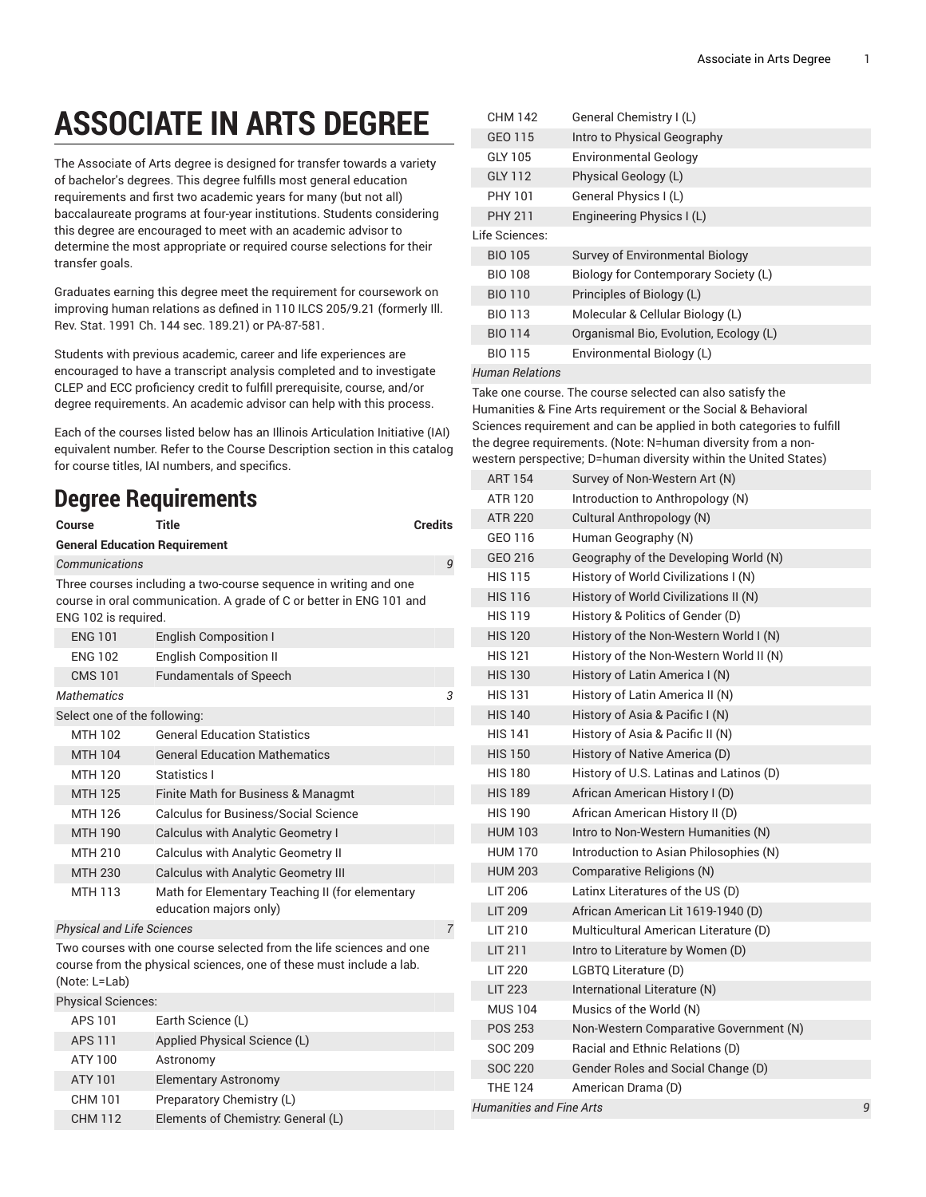# ASSOCIATE IN ARTS DEGREE

The Associate of Arts degree is designed for transfer towards a variety of bachelor's degrees. This degree fulfills most general education requirements and first two academic years for many (but not all) baccalaureate programs at four-year institutions. Students considering this degree are encouraged to meet with an academic advisor to determine the most appropriate or required course selections for their transfer goals.

Graduates earning this degree meet the requirement for coursework on improving human relations as defined in 110 ILCS 205/9.21 (formerly Ill. Rev. Stat. 1991 Ch. 144 sec. 189.21) or PA-87-581.

Students with previous academic, career and life experiences are encouraged to have a transcript analysis completed and to investigate CLEP and ECC proficiency credit to fulfill prerequisite, course, and/or degree requirements. An academic advisor can help with this process.

Each of the courses listed below has an Illinois Articulation Initiative (IAI) equivalent number. Refer to the Course Description section in this catalog for course titles, IAI numbers, and specifics.

## Degree Requirements

| Course | Title | Credits |
|---|---|---|
| **General Education Requirement** | | |
| *Communications* | | *9* |
| Three courses including a two-course sequence in writing and one course in oral communication. A grade of C or better in ENG 101 and ENG 102 is required. | | |
| ENG 101 | English Composition I | |
| ENG 102 | English Composition II | |
| CMS 101 | Fundamentals of Speech | |
| *Mathematics* | | *3* |
| Select one of the following: | | |
| MTH 102 | General Education Statistics | |
| MTH 104 | General Education Mathematics | |
| MTH 120 | Statistics I | |
| MTH 125 | Finite Math for Business & Managmt | |
| MTH 126 | Calculus for Business/Social Science | |
| MTH 190 | Calculus with Analytic Geometry I | |
| MTH 210 | Calculus with Analytic Geometry II | |
| MTH 230 | Calculus with Analytic Geometry III | |
| MTH 113 | Math for Elementary Teaching II (for elementary education majors only) | |
| *Physical and Life Sciences* | | *7* |
| Two courses with one course selected from the life sciences and one course from the physical sciences, one of these must include a lab. (Note: L=Lab) | | |
| Physical Sciences: | | |
| APS 101 | Earth Science (L) | |
| APS 111 | Applied Physical Science (L) | |
| ATY 100 | Astronomy | |
| ATY 101 | Elementary Astronomy | |
| CHM 101 | Preparatory Chemistry (L) | |
| CHM 112 | Elements of Chemistry: General (L) | |
| CHM 142 | General Chemistry I (L) | |
| GEO 115 | Intro to Physical Geography | |
| GLY 105 | Environmental Geology | |
| GLY 112 | Physical Geology (L) | |
| PHY 101 | General Physics I (L) | |
| PHY 211 | Engineering Physics I (L) | |
| Life Sciences: | | |
| BIO 105 | Survey of Environmental Biology | |
| BIO 108 | Biology for Contemporary Society (L) | |
| BIO 110 | Principles of Biology (L) | |
| BIO 113 | Molecular & Cellular Biology (L) | |
| BIO 114 | Organismal Bio, Evolution, Ecology (L) | |
| BIO 115 | Environmental Biology (L) | |
| *Human Relations* | | |
| Take one course. The course selected can also satisfy the Humanities & Fine Arts requirement or the Social & Behavioral Sciences requirement and can be applied in both categories to fulfill the degree requirements. (Note: N=human diversity from a non-western perspective; D=human diversity within the United States) | | |
| ART 154 | Survey of Non-Western Art (N) | |
| ATR 120 | Introduction to Anthropology (N) | |
| ATR 220 | Cultural Anthropology (N) | |
| GEO 116 | Human Geography (N) | |
| GEO 216 | Geography of the Developing World (N) | |
| HIS 115 | History of World Civilizations I (N) | |
| HIS 116 | History of World Civilizations II (N) | |
| HIS 119 | History & Politics of Gender (D) | |
| HIS 120 | History of the Non-Western World I (N) | |
| HIS 121 | History of the Non-Western World II (N) | |
| HIS 130 | History of Latin America I (N) | |
| HIS 131 | History of Latin America II (N) | |
| HIS 140 | History of Asia & Pacific I (N) | |
| HIS 141 | History of Asia & Pacific II (N) | |
| HIS 150 | History of Native America (D) | |
| HIS 180 | History of U.S. Latinas and Latinos (D) | |
| HIS 189 | African American History I (D) | |
| HIS 190 | African American History II (D) | |
| HUM 103 | Intro to Non-Western Humanities (N) | |
| HUM 170 | Introduction to Asian Philosophies (N) | |
| HUM 203 | Comparative Religions (N) | |
| LIT 206 | Latinx Literatures of the US (D) | |
| LIT 209 | African American Lit 1619-1940 (D) | |
| LIT 210 | Multicultural American Literature (D) | |
| LIT 211 | Intro to Literature by Women (D) | |
| LIT 220 | LGBTQ Literature (D) | |
| LIT 223 | International Literature (N) | |
| MUS 104 | Musics of the World (N) | |
| POS 253 | Non-Western Comparative Government (N) | |
| SOC 209 | Racial and Ethnic Relations (D) | |
| SOC 220 | Gender Roles and Social Change (D) | |
| THE 124 | American Drama (D) | |
| *Humanities and Fine Arts* | | *9* |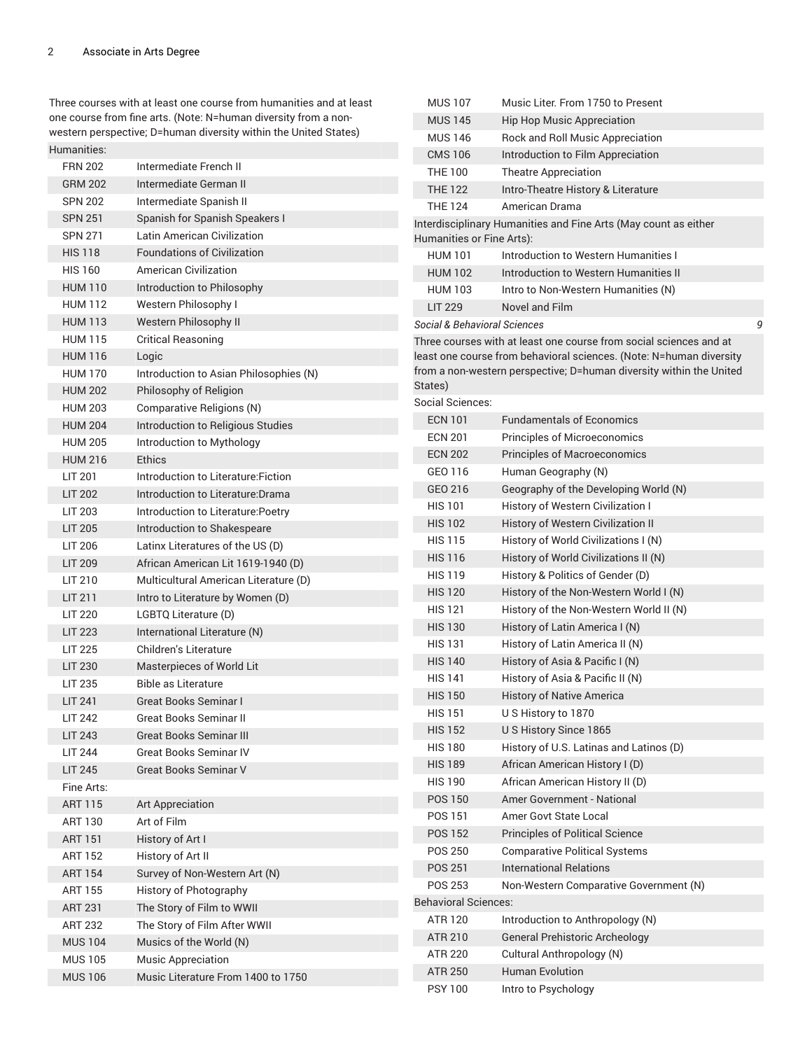Three courses with at least one course from humanities and at least one course from fine arts. (Note: N=human diversity from a non-western perspective; D=human diversity within the United States)

| Code | Title |
| --- | --- |
| Humanities: | |
| FRN 202 | Intermediate French II |
| GRM 202 | Intermediate German II |
| SPN 202 | Intermediate Spanish II |
| SPN 251 | Spanish for Spanish Speakers I |
| SPN 271 | Latin American Civilization |
| HIS 118 | Foundations of Civilization |
| HIS 160 | American Civilization |
| HUM 110 | Introduction to Philosophy |
| HUM 112 | Western Philosophy I |
| HUM 113 | Western Philosophy II |
| HUM 115 | Critical Reasoning |
| HUM 116 | Logic |
| HUM 170 | Introduction to Asian Philosophies (N) |
| HUM 202 | Philosophy of Religion |
| HUM 203 | Comparative Religions (N) |
| HUM 204 | Introduction to Religious Studies |
| HUM 205 | Introduction to Mythology |
| HUM 216 | Ethics |
| LIT 201 | Introduction to Literature:Fiction |
| LIT 202 | Introduction to Literature:Drama |
| LIT 203 | Introduction to Literature:Poetry |
| LIT 205 | Introduction to Shakespeare |
| LIT 206 | Latinx Literatures of the US (D) |
| LIT 209 | African American Lit 1619-1940 (D) |
| LIT 210 | Multicultural American Literature (D) |
| LIT 211 | Intro to Literature by Women (D) |
| LIT 220 | LGBTQ Literature (D) |
| LIT 223 | International Literature (N) |
| LIT 225 | Children's Literature |
| LIT 230 | Masterpieces of World Lit |
| LIT 235 | Bible as Literature |
| LIT 241 | Great Books Seminar I |
| LIT 242 | Great Books Seminar II |
| LIT 243 | Great Books Seminar III |
| LIT 244 | Great Books Seminar IV |
| LIT 245 | Great Books Seminar V |
| Fine Arts: | |
| ART 115 | Art Appreciation |
| ART 130 | Art of Film |
| ART 151 | History of Art I |
| ART 152 | History of Art II |
| ART 154 | Survey of Non-Western Art (N) |
| ART 155 | History of Photography |
| ART 231 | The Story of Film to WWII |
| ART 232 | The Story of Film After WWII |
| MUS 104 | Musics of the World (N) |
| MUS 105 | Music Appreciation |
| MUS 106 | Music Literature From 1400 to 1750 |
| MUS 107 | Music Liter. From 1750 to Present |
| MUS 145 | Hip Hop Music Appreciation |
| MUS 146 | Rock and Roll Music Appreciation |
| CMS 106 | Introduction to Film Appreciation |
| THE 100 | Theatre Appreciation |
| THE 122 | Intro-Theatre History & Literature |
| THE 124 | American Drama |
| Interdisciplinary Humanities and Fine Arts (May count as either Humanities or Fine Arts): | |
| HUM 101 | Introduction to Western Humanities I |
| HUM 102 | Introduction to Western Humanities II |
| HUM 103 | Intro to Non-Western Humanities (N) |
| LIT 229 | Novel and Film |

*Social & Behavioral Sciences* 9

Three courses with at least one course from social sciences and at least one course from behavioral sciences. (Note: N=human diversity from a non-western perspective; D=human diversity within the United States)

| Code | Title |
| --- | --- |
| Social Sciences: | |
| ECN 101 | Fundamentals of Economics |
| ECN 201 | Principles of Microeconomics |
| ECN 202 | Principles of Macroeconomics |
| GEO 116 | Human Geography (N) |
| GEO 216 | Geography of the Developing World (N) |
| HIS 101 | History of Western Civilization I |
| HIS 102 | History of Western Civilization II |
| HIS 115 | History of World Civilizations I (N) |
| HIS 116 | History of World Civilizations II (N) |
| HIS 119 | History & Politics of Gender (D) |
| HIS 120 | History of the Non-Western World I (N) |
| HIS 121 | History of the Non-Western World II (N) |
| HIS 130 | History of Latin America I (N) |
| HIS 131 | History of Latin America II (N) |
| HIS 140 | History of Asia & Pacific I (N) |
| HIS 141 | History of Asia & Pacific II (N) |
| HIS 150 | History of Native America |
| HIS 151 | U S History to 1870 |
| HIS 152 | U S History Since 1865 |
| HIS 180 | History of U.S. Latinas and Latinos (D) |
| HIS 189 | African American History I (D) |
| HIS 190 | African American History II (D) |
| POS 150 | Amer Government - National |
| POS 151 | Amer Govt State Local |
| POS 152 | Principles of Political Science |
| POS 250 | Comparative Political Systems |
| POS 251 | International Relations |
| POS 253 | Non-Western Comparative Government (N) |
| Behavioral Sciences: | |
| ATR 120 | Introduction to Anthropology (N) |
| ATR 210 | General Prehistoric Archeology |
| ATR 220 | Cultural Anthropology (N) |
| ATR 250 | Human Evolution |
| PSY 100 | Intro to Psychology |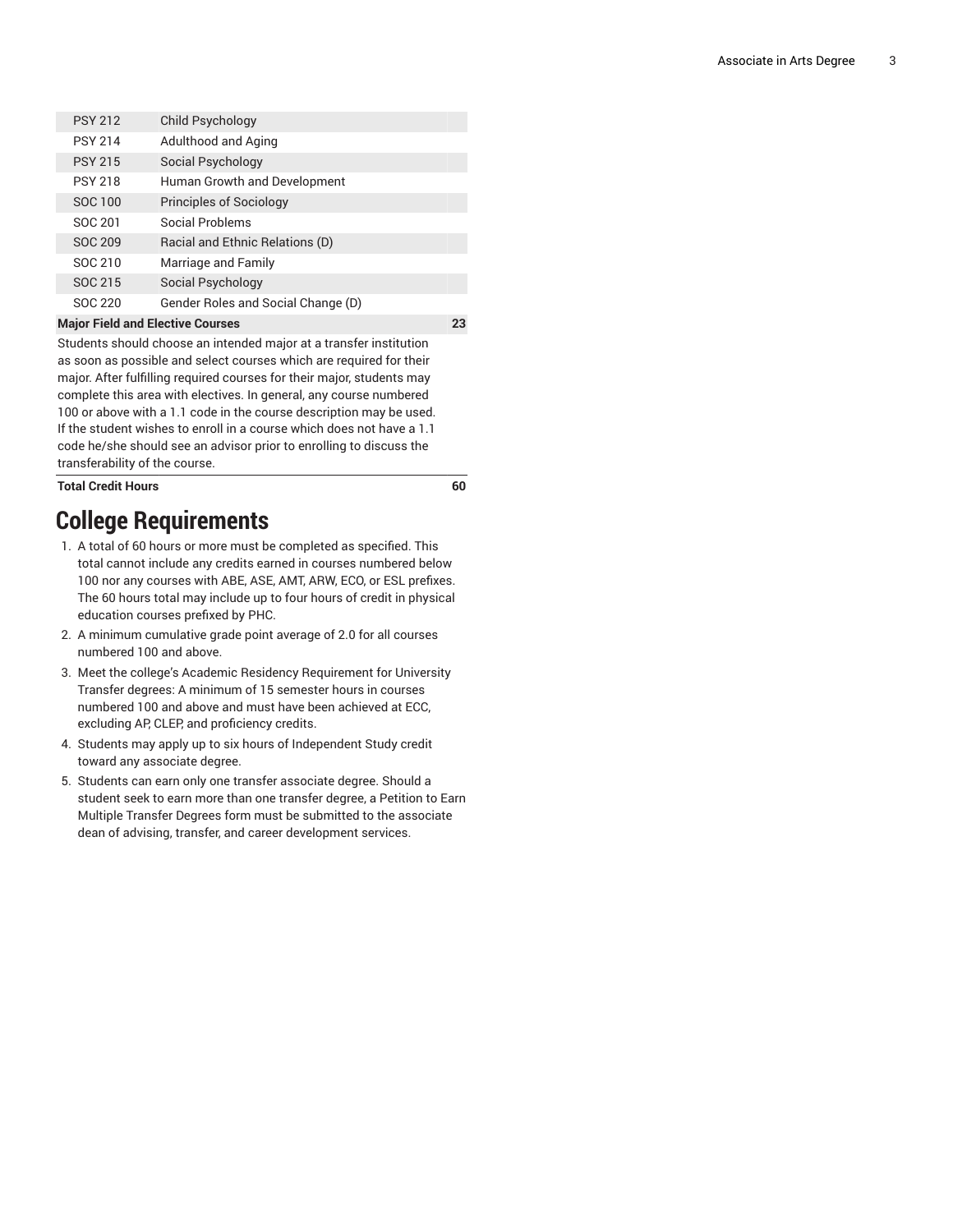| | | |
|---|---|---|
| PSY 212 | Child Psychology | |
| PSY 214 | Adulthood and Aging | |
| PSY 215 | Social Psychology | |
| PSY 218 | Human Growth and Development | |
| SOC 100 | Principles of Sociology | |
| SOC 201 | Social Problems | |
| SOC 209 | Racial and Ethnic Relations (D) | |
| SOC 210 | Marriage and Family | |
| SOC 215 | Social Psychology | |
| SOC 220 | Gender Roles and Social Change (D) | |
| **Major Field and Elective Courses** | | **23** |
| Students should choose an intended major at a transfer institution as soon as possible and select courses which are required for their major. After fulfilling required courses for their major, students may complete this area with electives. In general, any course numbered 100 or above with a 1.1 code in the course description may be used. If the student wishes to enroll in a course which does not have a 1.1 code he/she should see an advisor prior to enrolling to discuss the transferability of the course. | | |
| **Total Credit Hours** | | **60** |

## College Requirements

1. A total of 60 hours or more must be completed as specified. This total cannot include any credits earned in courses numbered below 100 nor any courses with ABE, ASE, AMT, ARW, ECO, or ESL prefixes. The 60 hours total may include up to four hours of credit in physical education courses prefixed by PHC.
2. A minimum cumulative grade point average of 2.0 for all courses numbered 100 and above.
3. Meet the college's Academic Residency Requirement for University Transfer degrees: A minimum of 15 semester hours in courses numbered 100 and above and must have been achieved at ECC, excluding AP, CLEP, and proficiency credits.
4. Students may apply up to six hours of Independent Study credit toward any associate degree.
5. Students can earn only one transfer associate degree. Should a student seek to earn more than one transfer degree, a Petition to Earn Multiple Transfer Degrees form must be submitted to the associate dean of advising, transfer, and career development services.